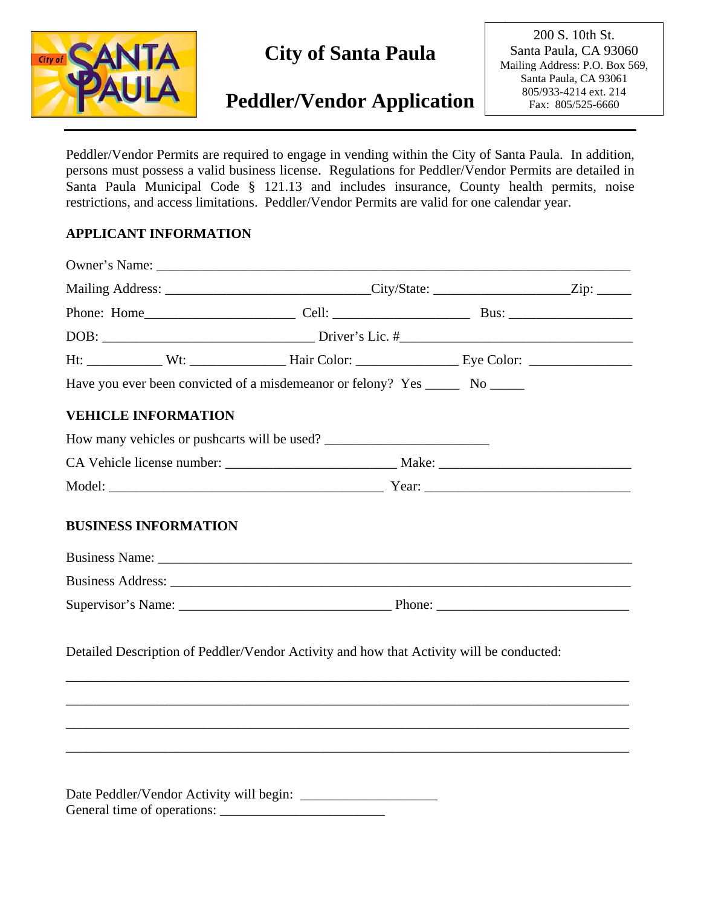City of Santa Paula

# City of Santa Paula

# Peddler/Vendor Application

200 S. 10th St.
Santa Paula, CA 93060
Mailing Address: P.O. Box 569,
Santa Paula, CA 93061
805/933-4214 ext. 214
Fax: 805/525-6660

Peddler/Vendor Permits are required to engage in vending within the City of Santa Paula. In addition, persons must possess a valid business license. Regulations for Peddler/Vendor Permits are detailed in Santa Paula Municipal Code § 121.13 and includes insurance, County health permits, noise restrictions, and access limitations. Peddler/Vendor Permits are valid for one calendar year.

**APPLICANT INFORMATION**

Owner's Name: ___________________________________________________________________

Mailing Address: ______________________________City/State: ___________________Zip: _____

Phone: Home_____________________ Cell: ____________________ Bus: __________________

DOB: ______________________________ Driver's Lic. #__________________________________

Ht: ___________ Wt: ______________ Hair Color: _______________ Eye Color: _______________

Have you ever been convicted of a misdemeanor or felony? Yes _____ No _____

**VEHICLE INFORMATION**

How many vehicles or pushcarts will be used? ________________________

CA Vehicle license number: ________________________ Make: ___________________________

Model: ________________________________________ Year: ______________________________

**BUSINESS INFORMATION**

Business Name: _________________________________________________________________

Business Address: _______________________________________________________________

Supervisor's Name: _______________________________ Phone: ___________________________

Detailed Description of Peddler/Vendor Activity and how that Activity will be conducted:

_____________________________________________________________________________

_____________________________________________________________________________

_____________________________________________________________________________

_____________________________________________________________________________

Date Peddler/Vendor Activity will begin: ____________________
General time of operations: ________________________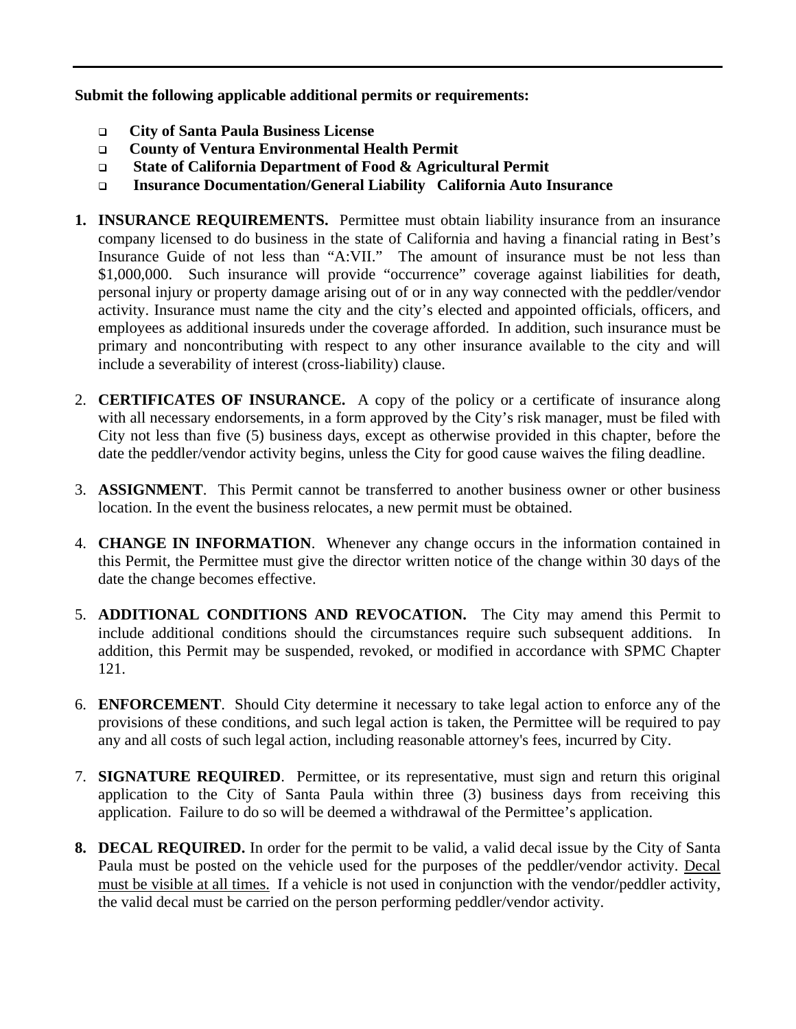---

**Submit the following applicable additional permits or requirements:**

- **City of Santa Paula Business License**
- **County of Ventura Environmental Health Permit**
- **State of California Department of Food & Agricultural Permit**
- **Insurance Documentation/General Liability California Auto Insurance**

1. **INSURANCE REQUIREMENTS.** Permittee must obtain liability insurance from an insurance company licensed to do business in the state of California and having a financial rating in Best's Insurance Guide of not less than "A:VII." The amount of insurance must be not less than $1,000,000. Such insurance will provide "occurrence" coverage against liabilities for death, personal injury or property damage arising out of or in any way connected with the peddler/vendor activity. Insurance must name the city and the city's elected and appointed officials, officers, and employees as additional insureds under the coverage afforded. In addition, such insurance must be primary and noncontributing with respect to any other insurance available to the city and will include a severability of interest (cross-liability) clause.

2. **CERTIFICATES OF INSURANCE.** A copy of the policy or a certificate of insurance along with all necessary endorsements, in a form approved by the City's risk manager, must be filed with City not less than five (5) business days, except as otherwise provided in this chapter, before the date the peddler/vendor activity begins, unless the City for good cause waives the filing deadline.

3. **ASSIGNMENT**. This Permit cannot be transferred to another business owner or other business location. In the event the business relocates, a new permit must be obtained.

4. **CHANGE IN INFORMATION**. Whenever any change occurs in the information contained in this Permit, the Permittee must give the director written notice of the change within 30 days of the date the change becomes effective.

5. **ADDITIONAL CONDITIONS AND REVOCATION.** The City may amend this Permit to include additional conditions should the circumstances require such subsequent additions. In addition, this Permit may be suspended, revoked, or modified in accordance with SPMC Chapter 121.

6. **ENFORCEMENT**. Should City determine it necessary to take legal action to enforce any of the provisions of these conditions, and such legal action is taken, the Permittee will be required to pay any and all costs of such legal action, including reasonable attorney's fees, incurred by City.

7. **SIGNATURE REQUIRED**. Permittee, or its representative, must sign and return this original application to the City of Santa Paula within three (3) business days from receiving this application. Failure to do so will be deemed a withdrawal of the Permittee's application.

8. **DECAL REQUIRED.** In order for the permit to be valid, a valid decal issue by the City of Santa Paula must be posted on the vehicle used for the purposes of the peddler/vendor activity. Decal must be visible at all times. If a vehicle is not used in conjunction with the vendor/peddler activity, the valid decal must be carried on the person performing peddler/vendor activity.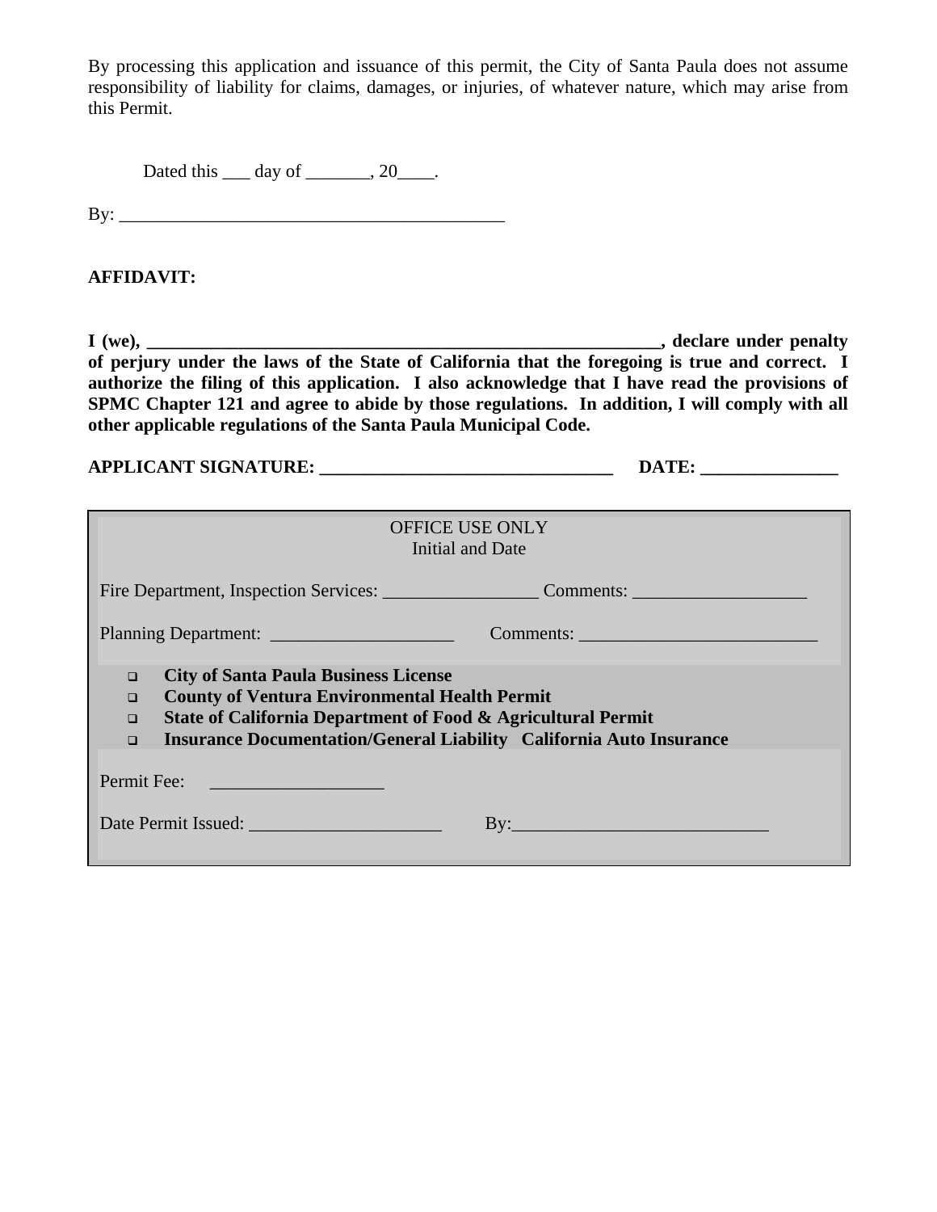By processing this application and issuance of this permit, the City of Santa Paula does not assume responsibility of liability for claims, damages, or injuries, of whatever nature, which may arise from this Permit.

Dated this ___ day of _______, 20____.

By: ___________________________________________

**AFFIDAVIT:**

**I (we), _________________________________________________________, declare under penalty of perjury under the laws of the State of California that the foregoing is true and correct. I authorize the filing of this application. I also acknowledge that I have read the provisions of SPMC Chapter 121 and agree to abide by those regulations. In addition, I will comply with all other applicable regulations of the Santa Paula Municipal Code.**

**APPLICANT SIGNATURE: ________________________________ DATE: _______________**

OFFICE USE ONLY
Initial and Date

Fire Department, Inspection Services: _________________ Comments: ___________________

Planning Department: ____________________ Comments: __________________________

- **City of Santa Paula Business License**
- **County of Ventura Environmental Health Permit**
- **State of California Department of Food & Agricultural Permit**
- **Insurance Documentation/General Liability California Auto Insurance**

Permit Fee: ___________________

Date Permit Issued: _____________________ By:____________________________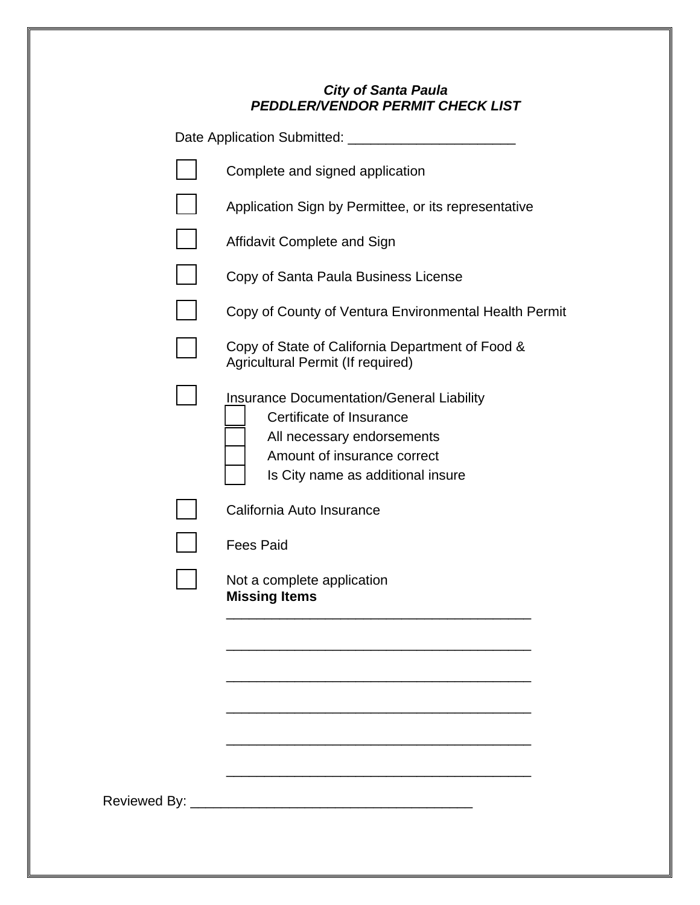***City of Santa Paula***
***PEDDLER/VENDOR PERMIT CHECK LIST***

Date Application Submitted: ______________________

- [ ] Complete and signed application
- [ ] Application Sign by Permittee, or its representative
- [ ] Affidavit Complete and Sign
- [ ] Copy of Santa Paula Business License
- [ ] Copy of County of Ventura Environmental Health Permit
- [ ] Copy of State of California Department of Food & Agricultural Permit (If required)
- [ ] Insurance Documentation/General Liability
  - [ ] Certificate of Insurance
  - [ ] All necessary endorsements
  - [ ] Amount of insurance correct
  - [ ] Is City name as additional insure
- [ ] California Auto Insurance
- [ ] Fees Paid
- [ ] Not a complete application
  **Missing Items**
  _________________________________________
  _________________________________________
  _________________________________________
  _________________________________________
  _________________________________________
  _________________________________________

Reviewed By: ______________________________________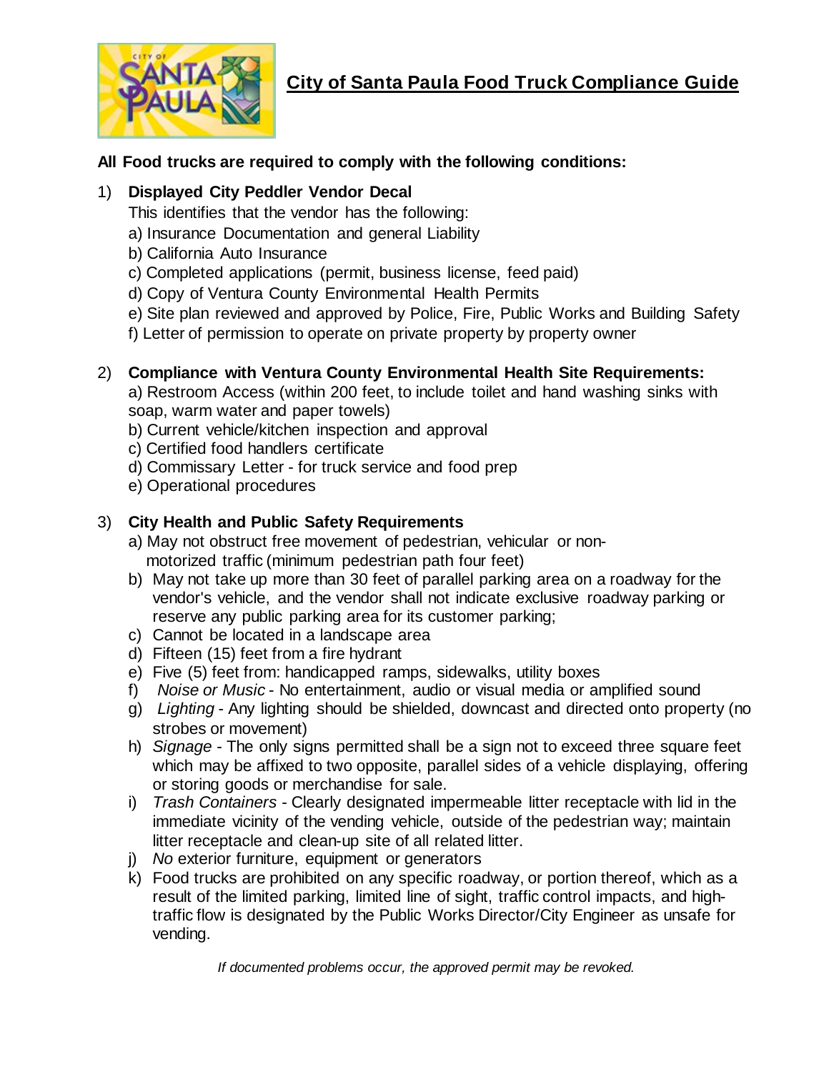# City of Santa Paula Food Truck Compliance Guide

**All Food trucks are required to comply with the following conditions:**

1) **Displayed City Peddler Vendor Decal**
   This identifies that the vendor has the following:
   a) Insurance Documentation and general Liability
   b) California Auto Insurance
   c) Completed applications (permit, business license, feed paid)
   d) Copy of Ventura County Environmental Health Permits
   e) Site plan reviewed and approved by Police, Fire, Public Works and Building Safety
   f) Letter of permission to operate on private property by property owner

2) **Compliance with Ventura County Environmental Health Site Requirements:**
   a) Restroom Access (within 200 feet, to include toilet and hand washing sinks with soap, warm water and paper towels)
   b) Current vehicle/kitchen inspection and approval
   c) Certified food handlers certificate
   d) Commissary Letter - for truck service and food prep
   e) Operational procedures

3) **City Health and Public Safety Requirements**
   a) May not obstruct free movement of pedestrian, vehicular or non-motorized traffic (minimum pedestrian path four feet)
   b) May not take up more than 30 feet of parallel parking area on a roadway for the vendor's vehicle, and the vendor shall not indicate exclusive roadway parking or reserve any public parking area for its customer parking;
   c) Cannot be located in a landscape area
   d) Fifteen (15) feet from a fire hydrant
   e) Five (5) feet from: handicapped ramps, sidewalks, utility boxes
   f) *Noise or Music* - No entertainment, audio or visual media or amplified sound
   g) *Lighting* - Any lighting should be shielded, downcast and directed onto property (no strobes or movement)
   h) *Signage* - The only signs permitted shall be a sign not to exceed three square feet which may be affixed to two opposite, parallel sides of a vehicle displaying, offering or storing goods or merchandise for sale.
   i) *Trash Containers* - Clearly designated impermeable litter receptacle with lid in the immediate vicinity of the vending vehicle, outside of the pedestrian way; maintain litter receptacle and clean-up site of all related litter.
   j) *No* exterior furniture, equipment or generators
   k) Food trucks are prohibited on any specific roadway, or portion thereof, which as a result of the limited parking, limited line of sight, traffic control impacts, and high-traffic flow is designated by the Public Works Director/City Engineer as unsafe for vending.

*If documented problems occur, the approved permit may be revoked.*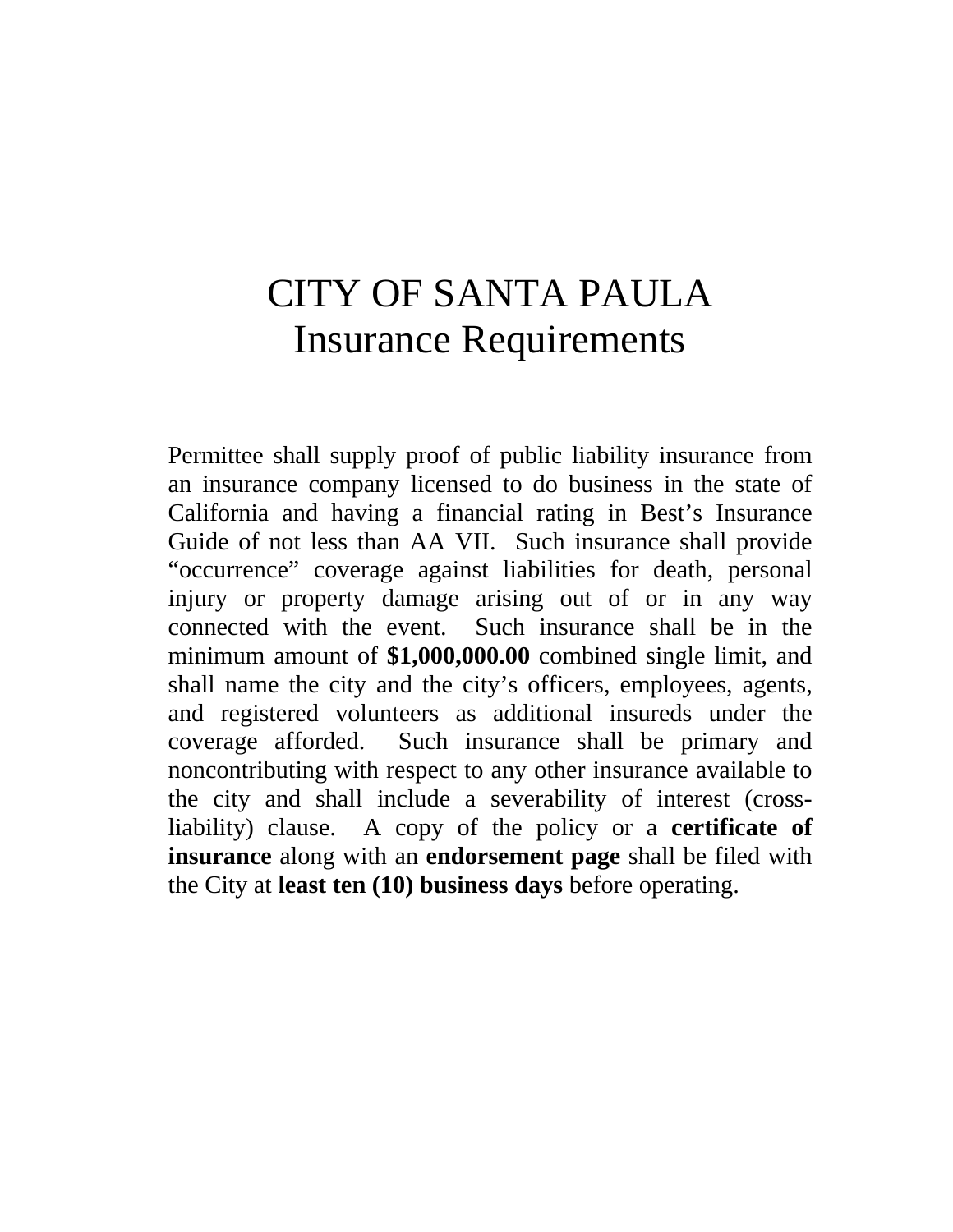# CITY OF SANTA PAULA
## Insurance Requirements

Permittee shall supply proof of public liability insurance from an insurance company licensed to do business in the state of California and having a financial rating in Best's Insurance Guide of not less than AA VII. Such insurance shall provide "occurrence" coverage against liabilities for death, personal injury or property damage arising out of or in any way connected with the event. Such insurance shall be in the minimum amount of **$1,000,000.00** combined single limit, and shall name the city and the city's officers, employees, agents, and registered volunteers as additional insureds under the coverage afforded. Such insurance shall be primary and noncontributing with respect to any other insurance available to the city and shall include a severability of interest (cross-liability) clause. A copy of the policy or a **certificate of insurance** along with an **endorsement page** shall be filed with the City at **least ten (10) business days** before operating.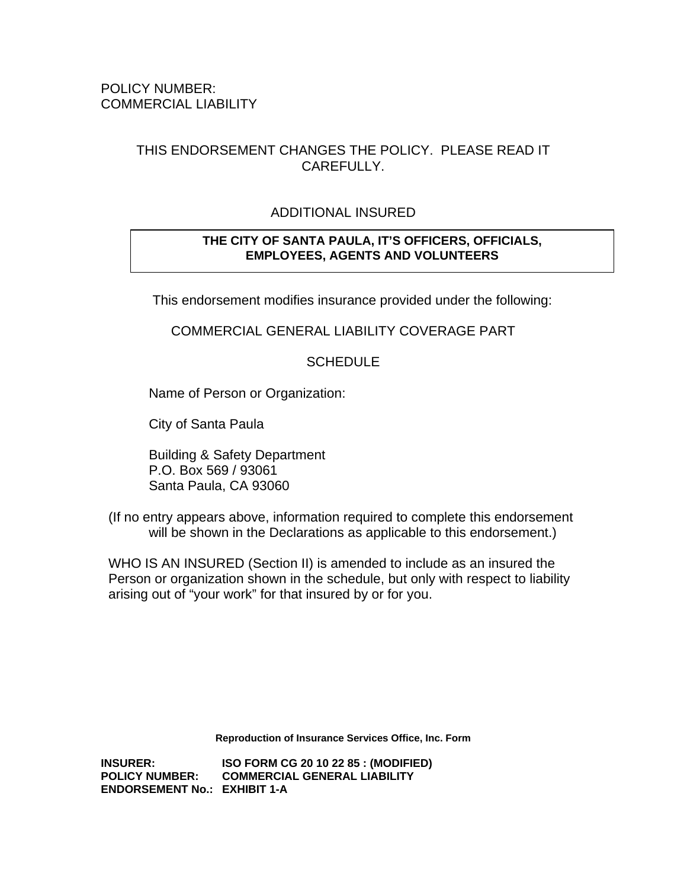POLICY NUMBER:
COMMERCIAL LIABILITY

THIS ENDORSEMENT CHANGES THE POLICY. PLEASE READ IT CAREFULLY.

ADDITIONAL INSURED

| **THE CITY OF SANTA PAULA, IT'S OFFICERS, OFFICIALS, EMPLOYEES, AGENTS AND VOLUNTEERS** |
|---|

This endorsement modifies insurance provided under the following:

COMMERCIAL GENERAL LIABILITY COVERAGE PART

SCHEDULE

Name of Person or Organization:

City of Santa Paula

Building & Safety Department
P.O. Box 569 / 93061
Santa Paula, CA 93060

(If no entry appears above, information required to complete this endorsement will be shown in the Declarations as applicable to this endorsement.)

WHO IS AN INSURED (Section II) is amended to include as an insured the Person or organization shown in the schedule, but only with respect to liability arising out of "your work" for that insured by or for you.

**Reproduction of Insurance Services Office, Inc. Form**

| | |
|---|---|
| **INSURER:** | **ISO FORM CG 20 10 22 85 : (MODIFIED)** |
| **POLICY NUMBER:** | **COMMERCIAL GENERAL LIABILITY** |
| **ENDORSEMENT No.:** | **EXHIBIT 1-A** |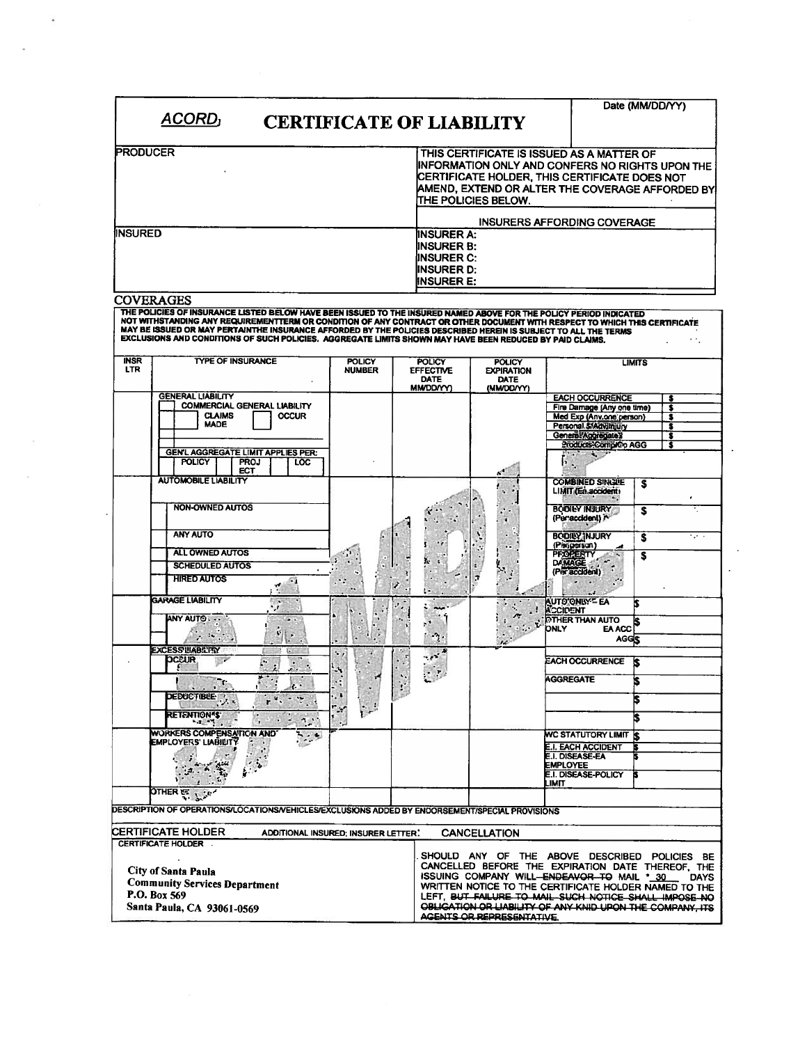# ACORD CERTIFICATE OF LIABILITY

Date (MM/DD/YY)

**PRODUCER**

THIS CERTIFICATE IS ISSUED AS A MATTER OF INFORMATION ONLY AND CONFERS NO RIGHTS UPON THE CERTIFICATE HOLDER, THIS CERTIFICATE DOES NOT AMEND, EXTEND OR ALTER THE COVERAGE AFFORDED BY THE POLICIES BELOW.

**INSURED**

INSURERS AFFORDING COVERAGE

INSURER A:
INSURER B:
INSURER C:
INSURER D:
INSURER E:

## COVERAGES

THE POLICIES OF INSURANCE LISTED BELOW HAVE BEEN ISSUED TO THE INSURED NAMED ABOVE FOR THE POLICY PERIOD INDICATED NOT WITHSTANDING ANY REQUIREMENTTERM OR CONDITION OF ANY CONTRACT OR OTHER DOCUMENT WITH RESPECT TO WHICH THIS CERTIFICATE MAY BE ISSUED OR MAY PERTAINTHE INSURANCE AFFORDED BY THE POLICIES DESCRIBED HEREIN IS SUBJECT TO ALL THE TERMS EXCLUSIONS AND CONDITIONS OF SUCH POLICIES. AGGREGATE LIMITS SHOWN MAY HAVE BEEN REDUCED BY PAID CLAIMS.

| INSR LTR | TYPE OF INSURANCE | POLICY NUMBER | POLICY EFFECTIVE DATE MM/DD/YY) | POLICY EXPIRATION DATE (MM/DD/YY) | LIMITS | |
|---|---|---|---|---|---|---|
| | GENERAL LIABILITY<br>COMMERCIAL GENERAL LIABILITY<br>CLAIMS MADE / OCCUR<br>GEN'L AGGREGATE LIMIT APPLIES PER:<br>POLICY / PROJECT / LOC | | | | EACH OCCURRENCE | $ |
| | | | | | Fire Damage (Any one time) | $ |
| | | | | | Med Exp (Any one person) | $ |
| | | | | | Personal & Adv Injury | $ |
| | | | | | General Aggregate | $ |
| | | | | | Products-Comp/Op AGG | $ |
| | AUTOMOBILE LIABILITY<br>NON-OWNED AUTOS<br>ANY AUTO<br>ALL OWNED AUTOS<br>SCHEDULED AUTOS<br>HIRED AUTOS | | | | COMBINED SINGLE LIMIT (Ea accident) | $ |
| | | | | | BODILY INJURY (Per accident) | $ |
| | | | | | BODILY INJURY (Per person) | $ |
| | | | | | PROPERTY DAMAGE (Per accident) | $ |
| | GARAGE LIABILITY<br>ANY AUTO | | | | AUTO ONLY - EA ACCIDENT | $ |
| | | | | | OTHER THAN AUTO ONLY EA ACC | $ |
| | | | | | AGG | $ |
| | EXCESS LIABILITY<br>OCCUR<br>DEDUCTIBLE<br>RETENTION $ | | | | EACH OCCURRENCE | $ |
| | | | | | AGGREGATE | $ |
| | | | | | | $ |
| | | | | | | $ |
| | WORKERS COMPENSATION AND EMPLOYERS' LIABILITY | | | | WC STATUTORY LIMIT | $ |
| | | | | | E.I. EACH ACCIDENT | $ |
| | | | | | E.I. DISEASE-EA EMPLOYEE | $ |
| | | | | | E.I. DISEASE-POLICY LIMIT | $ |
| | OTHER | | | | | |

DESCRIPTION OF OPERATIONS/LOCATIONS/VEHICLES/EXCLUSIONS ADDED BY ENDORSEMENT/SPECIAL PROVISIONS

**CERTIFICATE HOLDER** ADDITIONAL INSURED; INSURER LETTER: **CANCELLATION**

CERTIFICATE HOLDER

City of Santa Paula
Community Services Department
P.O. Box 569
Santa Paula, CA 93061-0569

SHOULD ANY OF THE ABOVE DESCRIBED POLICIES BE CANCELLED BEFORE THE EXPIRATION DATE THEREOF, THE ISSUING COMPANY WILL ~~ENDEAVOR TO~~ MAIL \* 30 DAYS WRITTEN NOTICE TO THE CERTIFICATE HOLDER NAMED TO THE LEFT, ~~BUT FAILURE TO MAIL SUCH NOTICE SHALL IMPOSE NO OBLIGATION OR LIABILITY OF ANY KNID UPON THE COMPANY, ITS AGENTS OR REPRESENTATIVE.~~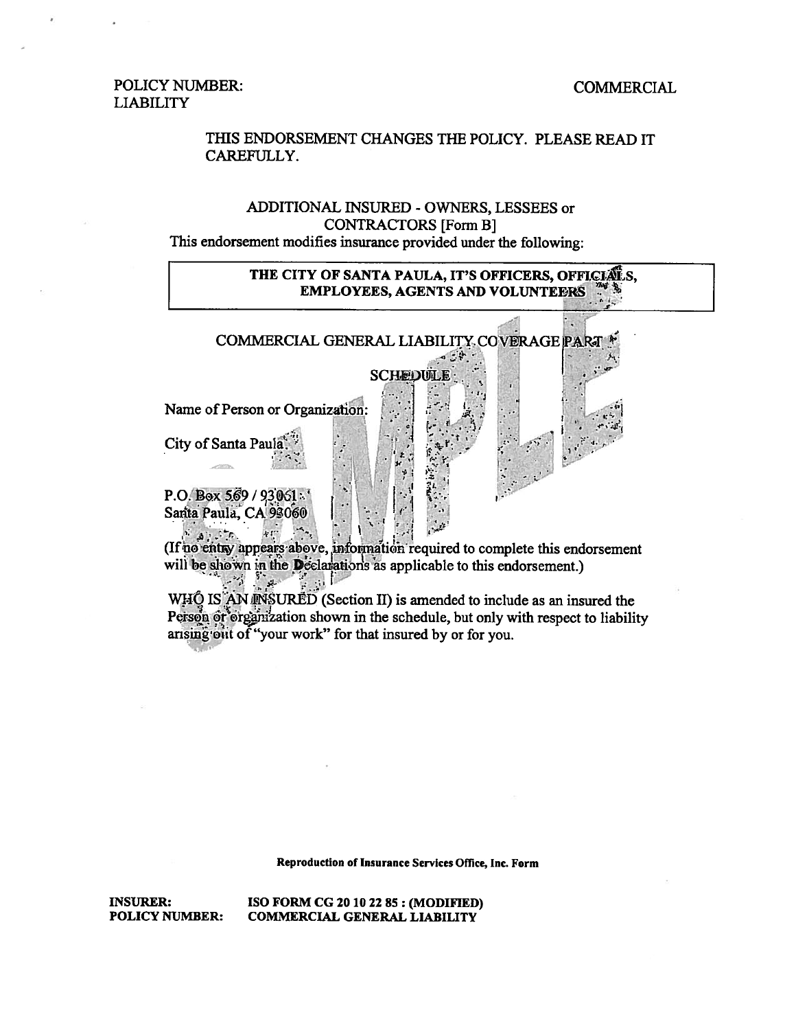POLICY NUMBER: COMMERCIAL LIABILITY

THIS ENDORSEMENT CHANGES THE POLICY. PLEASE READ IT CAREFULLY.

ADDITIONAL INSURED - OWNERS, LESSEES or CONTRACTORS [Form B]

This endorsement modifies insurance provided under the following:

| **THE CITY OF SANTA PAULA, IT'S OFFICERS, OFFICIALS, EMPLOYEES, AGENTS AND VOLUNTEERS** |
|---|

COMMERCIAL GENERAL LIABILITY COVERAGE PART

SCHEDULE

Name of Person or Organization:

City of Santa Paula

P.O. Box 569 / 93061
Santa Paula, CA 93060

(If no entry appears above, information required to complete this endorsement will be shown in the Declarations as applicable to this endorsement.)

WHO IS AN INSURED (Section II) is amended to include as an insured the Person or organization shown in the schedule, but only with respect to liability arising out of "your work" for that insured by or for you.

**Reproduction of Insurance Services Office, Inc. Form**

**INSURER:** **ISO FORM CG 20 10 22 85 : (MODIFIED)**
**POLICY NUMBER:** **COMMERCIAL GENERAL LIABILITY**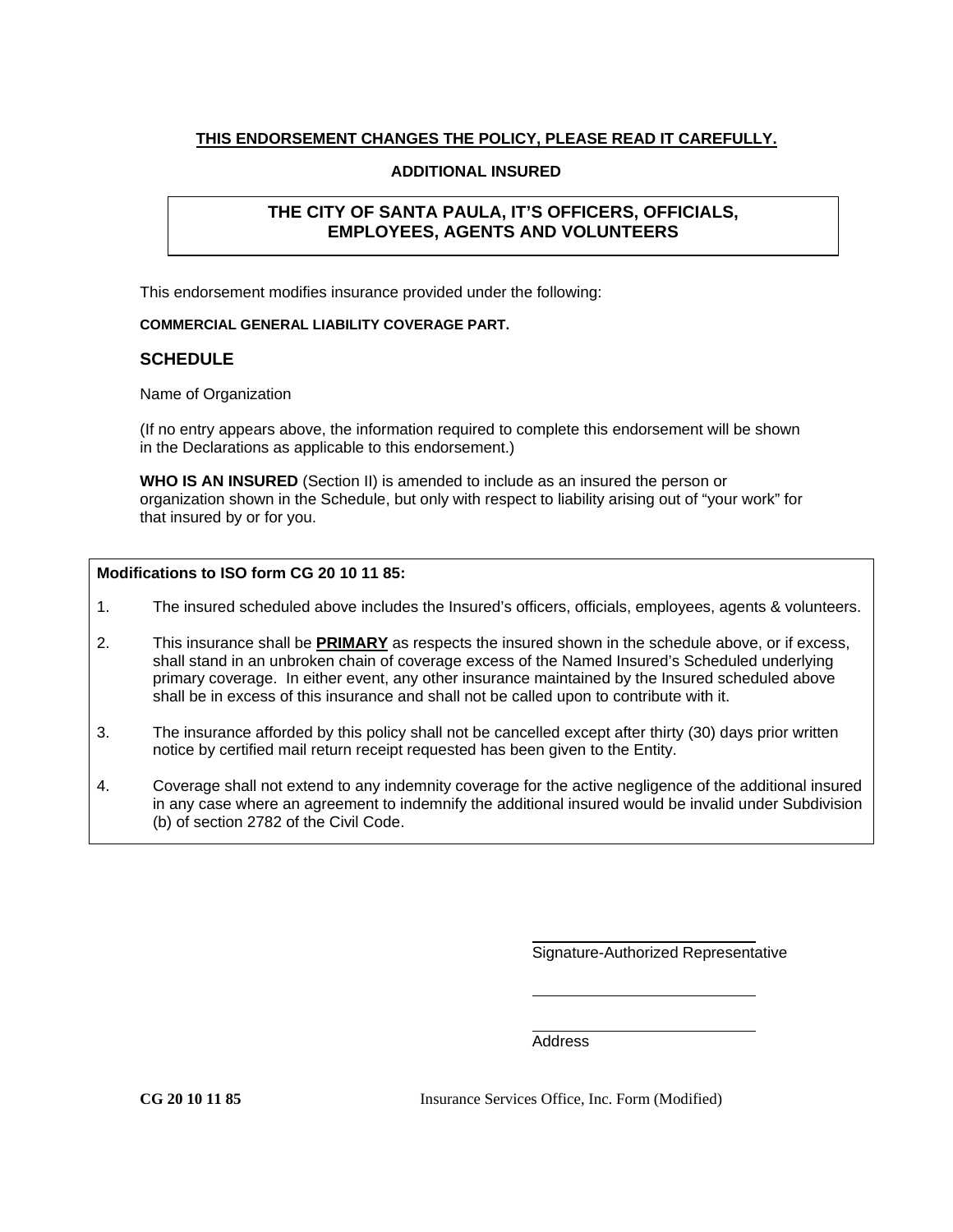**THIS ENDORSEMENT CHANGES THE POLICY, PLEASE READ IT CAREFULLY.**

**ADDITIONAL INSURED**

**THE CITY OF SANTA PAULA, IT'S OFFICERS, OFFICIALS, EMPLOYEES, AGENTS AND VOLUNTEERS**

This endorsement modifies insurance provided under the following:

**COMMERCIAL GENERAL LIABILITY COVERAGE PART.**

## SCHEDULE

Name of Organization

(If no entry appears above, the information required to complete this endorsement will be shown in the Declarations as applicable to this endorsement.)

**WHO IS AN INSURED** (Section II) is amended to include as an insured the person or organization shown in the Schedule, but only with respect to liability arising out of "your work" for that insured by or for you.

**Modifications to ISO form CG 20 10 11 85:**

1. The insured scheduled above includes the Insured's officers, officials, employees, agents & volunteers.
2. This insurance shall be **PRIMARY** as respects the insured shown in the schedule above, or if excess, shall stand in an unbroken chain of coverage excess of the Named Insured's Scheduled underlying primary coverage. In either event, any other insurance maintained by the Insured scheduled above shall be in excess of this insurance and shall not be called upon to contribute with it.
3. The insurance afforded by this policy shall not be cancelled except after thirty (30) days prior written notice by certified mail return receipt requested has been given to the Entity.
4. Coverage shall not extend to any indemnity coverage for the active negligence of the additional insured in any case where an agreement to indemnify the additional insured would be invalid under Subdivision (b) of section 2782 of the Civil Code.

\_\_\_\_\_\_\_\_\_\_\_\_\_\_\_\_\_\_\_\_\_\_\_\_\_\_
Signature-Authorized Representative

\_\_\_\_\_\_\_\_\_\_\_\_\_\_\_\_\_\_\_\_\_\_\_\_\_\_

\_\_\_\_\_\_\_\_\_\_\_\_\_\_\_\_\_\_\_\_\_\_\_\_\_\_
Address

**CG 20 10 11 85** Insurance Services Office, Inc. Form (Modified)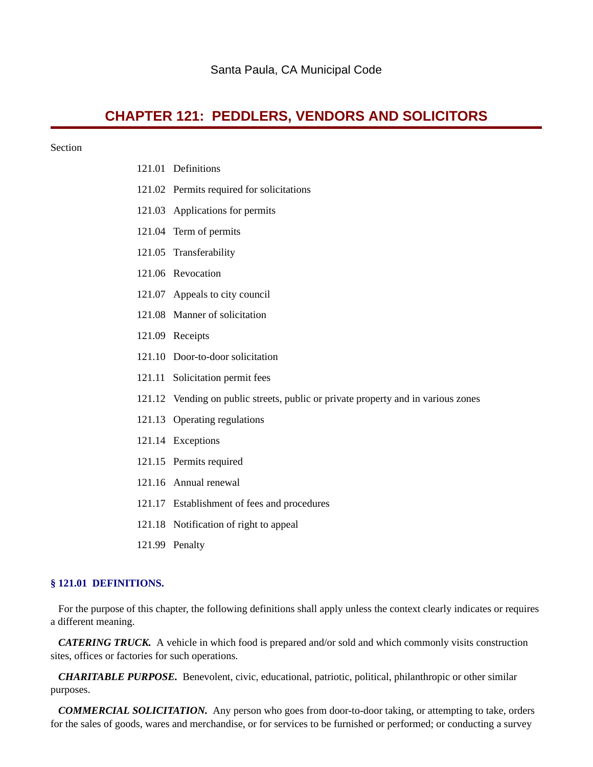Santa Paula, CA Municipal Code

# CHAPTER 121: PEDDLERS, VENDORS AND SOLICITORS

Section

121.01 Definitions

121.02 Permits required for solicitations

121.03 Applications for permits

121.04 Term of permits

121.05 Transferability

121.06 Revocation

121.07 Appeals to city council

121.08 Manner of solicitation

121.09 Receipts

121.10 Door-to-door solicitation

121.11 Solicitation permit fees

121.12 Vending on public streets, public or private property and in various zones

121.13 Operating regulations

121.14 Exceptions

121.15 Permits required

121.16 Annual renewal

121.17 Establishment of fees and procedures

121.18 Notification of right to appeal

121.99 Penalty

### § 121.01 DEFINITIONS.

For the purpose of this chapter, the following definitions shall apply unless the context clearly indicates or requires a different meaning.

***CATERING TRUCK.*** A vehicle in which food is prepared and/or sold and which commonly visits construction sites, offices or factories for such operations.

***CHARITABLE PURPOSE.*** Benevolent, civic, educational, patriotic, political, philanthropic or other similar purposes.

***COMMERCIAL SOLICITATION.*** Any person who goes from door-to-door taking, or attempting to take, orders for the sales of goods, wares and merchandise, or for services to be furnished or performed; or conducting a survey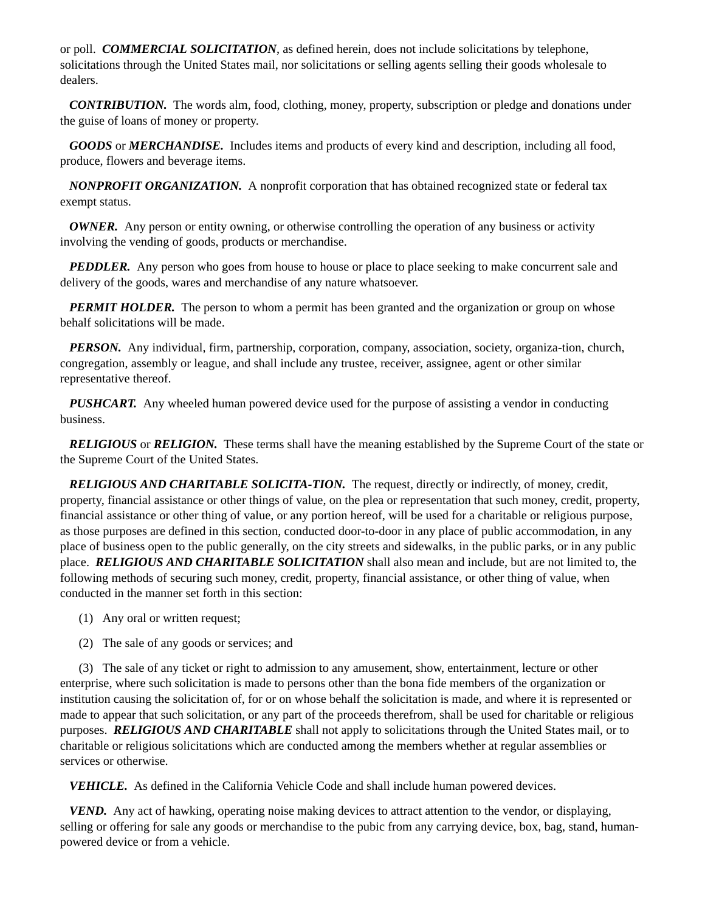or poll. ***COMMERCIAL SOLICITATION***, as defined herein, does not include solicitations by telephone, solicitations through the United States mail, nor solicitations or selling agents selling their goods wholesale to dealers.

***CONTRIBUTION.*** The words alm, food, clothing, money, property, subscription or pledge and donations under the guise of loans of money or property.

***GOODS*** or ***MERCHANDISE.*** Includes items and products of every kind and description, including all food, produce, flowers and beverage items.

***NONPROFIT ORGANIZATION.*** A nonprofit corporation that has obtained recognized state or federal tax exempt status.

***OWNER.*** Any person or entity owning, or otherwise controlling the operation of any business or activity involving the vending of goods, products or merchandise.

***PEDDLER.*** Any person who goes from house to house or place to place seeking to make concurrent sale and delivery of the goods, wares and merchandise of any nature whatsoever.

***PERMIT HOLDER.*** The person to whom a permit has been granted and the organization or group on whose behalf solicitations will be made.

***PERSON.*** Any individual, firm, partnership, corporation, company, association, society, organiza-tion, church, congregation, assembly or league, and shall include any trustee, receiver, assignee, agent or other similar representative thereof.

***PUSHCART.*** Any wheeled human powered device used for the purpose of assisting a vendor in conducting business.

***RELIGIOUS*** or ***RELIGION.*** These terms shall have the meaning established by the Supreme Court of the state or the Supreme Court of the United States.

***RELIGIOUS AND CHARITABLE SOLICITA-TION.*** The request, directly or indirectly, of money, credit, property, financial assistance or other things of value, on the plea or representation that such money, credit, property, financial assistance or other thing of value, or any portion hereof, will be used for a charitable or religious purpose, as those purposes are defined in this section, conducted door-to-door in any place of public accommodation, in any place of business open to the public generally, on the city streets and sidewalks, in the public parks, or in any public place. ***RELIGIOUS AND CHARITABLE SOLICITATION*** shall also mean and include, but are not limited to, the following methods of securing such money, credit, property, financial assistance, or other thing of value, when conducted in the manner set forth in this section:

(1) Any oral or written request;

(2) The sale of any goods or services; and

(3) The sale of any ticket or right to admission to any amusement, show, entertainment, lecture or other enterprise, where such solicitation is made to persons other than the bona fide members of the organization or institution causing the solicitation of, for or on whose behalf the solicitation is made, and where it is represented or made to appear that such solicitation, or any part of the proceeds therefrom, shall be used for charitable or religious purposes. ***RELIGIOUS AND CHARITABLE*** shall not apply to solicitations through the United States mail, or to charitable or religious solicitations which are conducted among the members whether at regular assemblies or services or otherwise.

***VEHICLE.*** As defined in the California Vehicle Code and shall include human powered devices.

***VEND.*** Any act of hawking, operating noise making devices to attract attention to the vendor, or displaying, selling or offering for sale any goods or merchandise to the pubic from any carrying device, box, bag, stand, human-powered device or from a vehicle.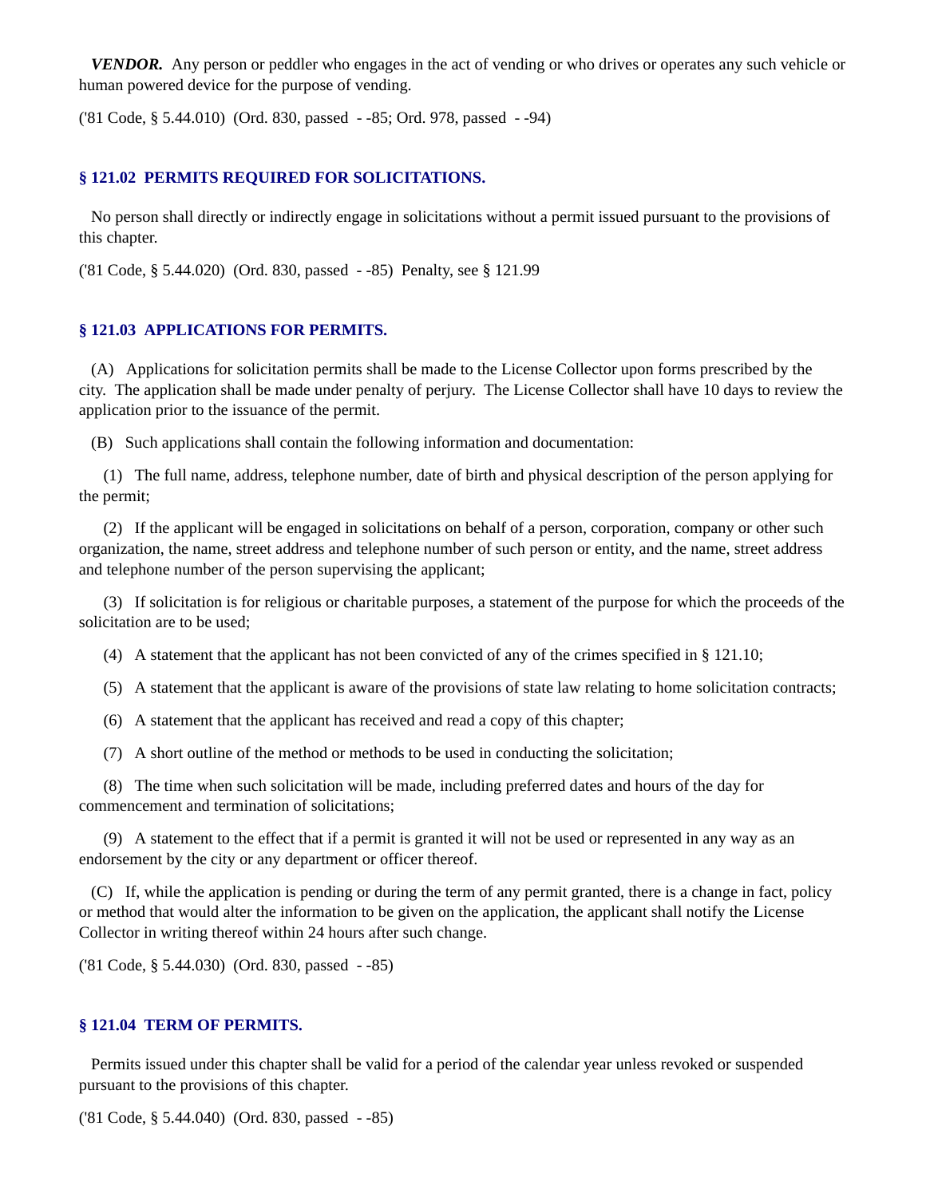***VENDOR.*** Any person or peddler who engages in the act of vending or who drives or operates any such vehicle or human powered device for the purpose of vending.

('81 Code, § 5.44.010) (Ord. 830, passed - -85; Ord. 978, passed - -94)

### § 121.02 PERMITS REQUIRED FOR SOLICITATIONS.

No person shall directly or indirectly engage in solicitations without a permit issued pursuant to the provisions of this chapter.

('81 Code, § 5.44.020) (Ord. 830, passed - -85) Penalty, see § 121.99

### § 121.03 APPLICATIONS FOR PERMITS.

(A) Applications for solicitation permits shall be made to the License Collector upon forms prescribed by the city. The application shall be made under penalty of perjury. The License Collector shall have 10 days to review the application prior to the issuance of the permit.

(B) Such applications shall contain the following information and documentation:

(1) The full name, address, telephone number, date of birth and physical description of the person applying for the permit;

(2) If the applicant will be engaged in solicitations on behalf of a person, corporation, company or other such organization, the name, street address and telephone number of such person or entity, and the name, street address and telephone number of the person supervising the applicant;

(3) If solicitation is for religious or charitable purposes, a statement of the purpose for which the proceeds of the solicitation are to be used;

(4) A statement that the applicant has not been convicted of any of the crimes specified in § 121.10;

(5) A statement that the applicant is aware of the provisions of state law relating to home solicitation contracts;

(6) A statement that the applicant has received and read a copy of this chapter;

(7) A short outline of the method or methods to be used in conducting the solicitation;

(8) The time when such solicitation will be made, including preferred dates and hours of the day for commencement and termination of solicitations;

(9) A statement to the effect that if a permit is granted it will not be used or represented in any way as an endorsement by the city or any department or officer thereof.

(C) If, while the application is pending or during the term of any permit granted, there is a change in fact, policy or method that would alter the information to be given on the application, the applicant shall notify the License Collector in writing thereof within 24 hours after such change.

('81 Code, § 5.44.030) (Ord. 830, passed - -85)

### § 121.04 TERM OF PERMITS.

Permits issued under this chapter shall be valid for a period of the calendar year unless revoked or suspended pursuant to the provisions of this chapter.

('81 Code, § 5.44.040) (Ord. 830, passed - -85)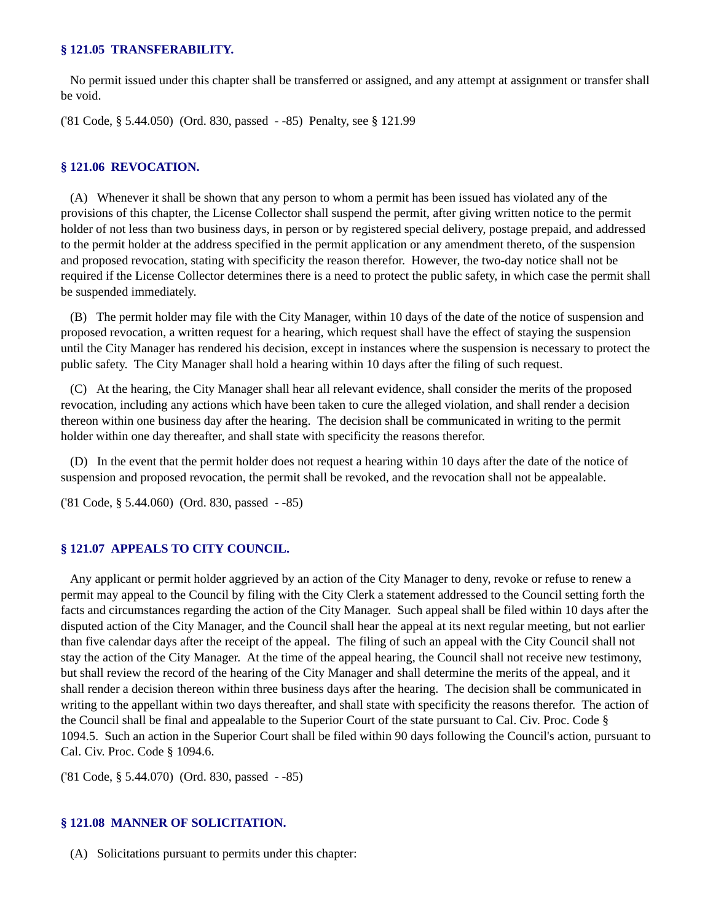### § 121.05 TRANSFERABILITY.

No permit issued under this chapter shall be transferred or assigned, and any attempt at assignment or transfer shall be void.

('81 Code, § 5.44.050) (Ord. 830, passed - -85) Penalty, see § 121.99

### § 121.06 REVOCATION.

(A) Whenever it shall be shown that any person to whom a permit has been issued has violated any of the provisions of this chapter, the License Collector shall suspend the permit, after giving written notice to the permit holder of not less than two business days, in person or by registered special delivery, postage prepaid, and addressed to the permit holder at the address specified in the permit application or any amendment thereto, of the suspension and proposed revocation, stating with specificity the reason therefor. However, the two-day notice shall not be required if the License Collector determines there is a need to protect the public safety, in which case the permit shall be suspended immediately.

(B) The permit holder may file with the City Manager, within 10 days of the date of the notice of suspension and proposed revocation, a written request for a hearing, which request shall have the effect of staying the suspension until the City Manager has rendered his decision, except in instances where the suspension is necessary to protect the public safety. The City Manager shall hold a hearing within 10 days after the filing of such request.

(C) At the hearing, the City Manager shall hear all relevant evidence, shall consider the merits of the proposed revocation, including any actions which have been taken to cure the alleged violation, and shall render a decision thereon within one business day after the hearing. The decision shall be communicated in writing to the permit holder within one day thereafter, and shall state with specificity the reasons therefor.

(D) In the event that the permit holder does not request a hearing within 10 days after the date of the notice of suspension and proposed revocation, the permit shall be revoked, and the revocation shall not be appealable.

('81 Code, § 5.44.060) (Ord. 830, passed - -85)

### § 121.07 APPEALS TO CITY COUNCIL.

Any applicant or permit holder aggrieved by an action of the City Manager to deny, revoke or refuse to renew a permit may appeal to the Council by filing with the City Clerk a statement addressed to the Council setting forth the facts and circumstances regarding the action of the City Manager. Such appeal shall be filed within 10 days after the disputed action of the City Manager, and the Council shall hear the appeal at its next regular meeting, but not earlier than five calendar days after the receipt of the appeal. The filing of such an appeal with the City Council shall not stay the action of the City Manager. At the time of the appeal hearing, the Council shall not receive new testimony, but shall review the record of the hearing of the City Manager and shall determine the merits of the appeal, and it shall render a decision thereon within three business days after the hearing. The decision shall be communicated in writing to the appellant within two days thereafter, and shall state with specificity the reasons therefor. The action of the Council shall be final and appealable to the Superior Court of the state pursuant to Cal. Civ. Proc. Code § 1094.5. Such an action in the Superior Court shall be filed within 90 days following the Council's action, pursuant to Cal. Civ. Proc. Code § 1094.6.

('81 Code, § 5.44.070) (Ord. 830, passed - -85)

### § 121.08 MANNER OF SOLICITATION.

(A) Solicitations pursuant to permits under this chapter: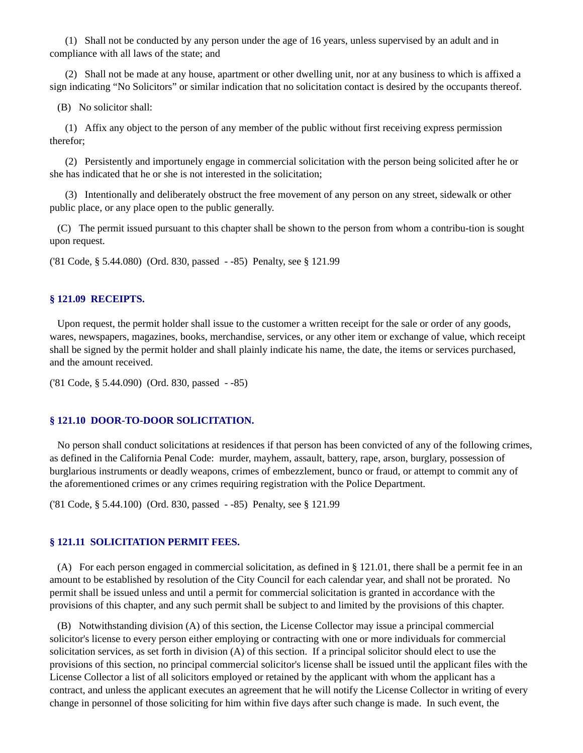(1) Shall not be conducted by any person under the age of 16 years, unless supervised by an adult and in compliance with all laws of the state; and

(2) Shall not be made at any house, apartment or other dwelling unit, nor at any business to which is affixed a sign indicating "No Solicitors" or similar indication that no solicitation contact is desired by the occupants thereof.

(B) No solicitor shall:

(1) Affix any object to the person of any member of the public without first receiving express permission therefor;

(2) Persistently and importunely engage in commercial solicitation with the person being solicited after he or she has indicated that he or she is not interested in the solicitation;

(3) Intentionally and deliberately obstruct the free movement of any person on any street, sidewalk or other public place, or any place open to the public generally.

(C) The permit issued pursuant to this chapter shall be shown to the person from whom a contribu-tion is sought upon request.

('81 Code, § 5.44.080) (Ord. 830, passed - -85) Penalty, see § 121.99

### § 121.09 RECEIPTS.

Upon request, the permit holder shall issue to the customer a written receipt for the sale or order of any goods, wares, newspapers, magazines, books, merchandise, services, or any other item or exchange of value, which receipt shall be signed by the permit holder and shall plainly indicate his name, the date, the items or services purchased, and the amount received.

('81 Code, § 5.44.090) (Ord. 830, passed - -85)

### § 121.10 DOOR-TO-DOOR SOLICITATION.

No person shall conduct solicitations at residences if that person has been convicted of any of the following crimes, as defined in the California Penal Code: murder, mayhem, assault, battery, rape, arson, burglary, possession of burglarious instruments or deadly weapons, crimes of embezzlement, bunco or fraud, or attempt to commit any of the aforementioned crimes or any crimes requiring registration with the Police Department.

('81 Code, § 5.44.100) (Ord. 830, passed - -85) Penalty, see § 121.99

### § 121.11 SOLICITATION PERMIT FEES.

(A) For each person engaged in commercial solicitation, as defined in § 121.01, there shall be a permit fee in an amount to be established by resolution of the City Council for each calendar year, and shall not be prorated. No permit shall be issued unless and until a permit for commercial solicitation is granted in accordance with the provisions of this chapter, and any such permit shall be subject to and limited by the provisions of this chapter.

(B) Notwithstanding division (A) of this section, the License Collector may issue a principal commercial solicitor's license to every person either employing or contracting with one or more individuals for commercial solicitation services, as set forth in division (A) of this section. If a principal solicitor should elect to use the provisions of this section, no principal commercial solicitor's license shall be issued until the applicant files with the License Collector a list of all solicitors employed or retained by the applicant with whom the applicant has a contract, and unless the applicant executes an agreement that he will notify the License Collector in writing of every change in personnel of those soliciting for him within five days after such change is made. In such event, the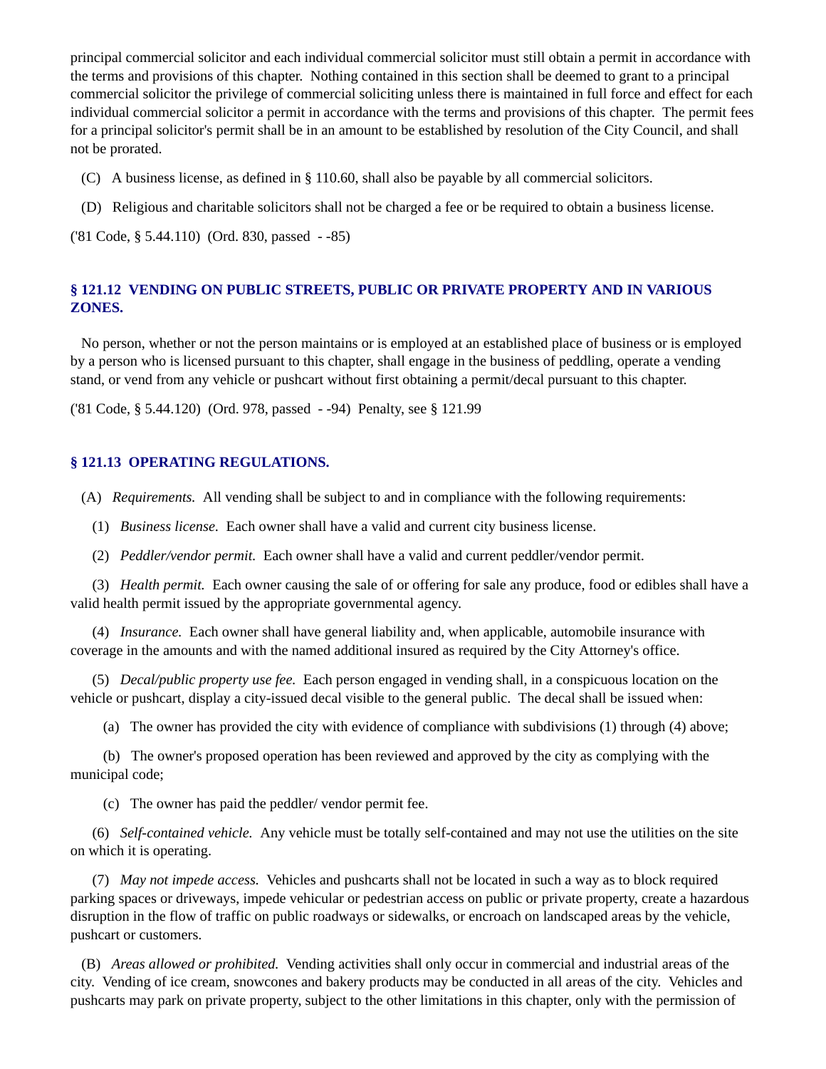principal commercial solicitor and each individual commercial solicitor must still obtain a permit in accordance with the terms and provisions of this chapter. Nothing contained in this section shall be deemed to grant to a principal commercial solicitor the privilege of commercial soliciting unless there is maintained in full force and effect for each individual commercial solicitor a permit in accordance with the terms and provisions of this chapter. The permit fees for a principal solicitor's permit shall be in an amount to be established by resolution of the City Council, and shall not be prorated.

(C) A business license, as defined in § 110.60, shall also be payable by all commercial solicitors.

(D) Religious and charitable solicitors shall not be charged a fee or be required to obtain a business license.

('81 Code, § 5.44.110) (Ord. 830, passed - -85)

### § 121.12 VENDING ON PUBLIC STREETS, PUBLIC OR PRIVATE PROPERTY AND IN VARIOUS ZONES.

No person, whether or not the person maintains or is employed at an established place of business or is employed by a person who is licensed pursuant to this chapter, shall engage in the business of peddling, operate a vending stand, or vend from any vehicle or pushcart without first obtaining a permit/decal pursuant to this chapter.

('81 Code, § 5.44.120) (Ord. 978, passed - -94) Penalty, see § 121.99

### § 121.13 OPERATING REGULATIONS.

(A) *Requirements.* All vending shall be subject to and in compliance with the following requirements:

(1) *Business license.* Each owner shall have a valid and current city business license.

(2) *Peddler/vendor permit.* Each owner shall have a valid and current peddler/vendor permit.

(3) *Health permit.* Each owner causing the sale of or offering for sale any produce, food or edibles shall have a valid health permit issued by the appropriate governmental agency.

(4) *Insurance.* Each owner shall have general liability and, when applicable, automobile insurance with coverage in the amounts and with the named additional insured as required by the City Attorney's office.

(5) *Decal/public property use fee.* Each person engaged in vending shall, in a conspicuous location on the vehicle or pushcart, display a city-issued decal visible to the general public. The decal shall be issued when:

(a) The owner has provided the city with evidence of compliance with subdivisions (1) through (4) above;

(b) The owner's proposed operation has been reviewed and approved by the city as complying with the municipal code;

(c) The owner has paid the peddler/ vendor permit fee.

(6) *Self-contained vehicle.* Any vehicle must be totally self-contained and may not use the utilities on the site on which it is operating.

(7) *May not impede access.* Vehicles and pushcarts shall not be located in such a way as to block required parking spaces or driveways, impede vehicular or pedestrian access on public or private property, create a hazardous disruption in the flow of traffic on public roadways or sidewalks, or encroach on landscaped areas by the vehicle, pushcart or customers.

(B) *Areas allowed or prohibited.* Vending activities shall only occur in commercial and industrial areas of the city. Vending of ice cream, snowcones and bakery products may be conducted in all areas of the city. Vehicles and pushcarts may park on private property, subject to the other limitations in this chapter, only with the permission of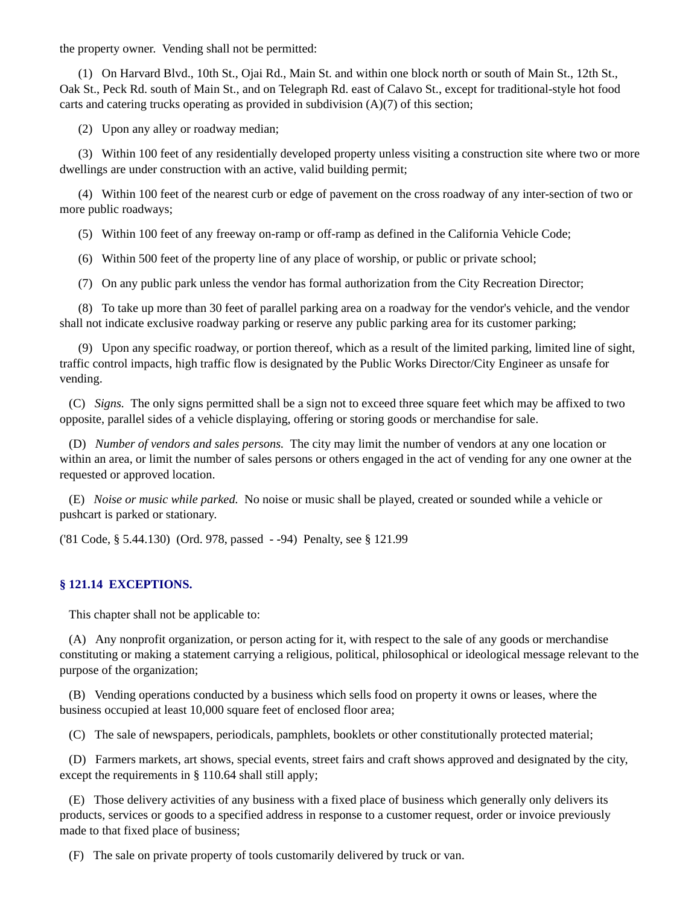the property owner. Vending shall not be permitted:

(1) On Harvard Blvd., 10th St., Ojai Rd., Main St. and within one block north or south of Main St., 12th St., Oak St., Peck Rd. south of Main St., and on Telegraph Rd. east of Calavo St., except for traditional-style hot food carts and catering trucks operating as provided in subdivision (A)(7) of this section;

(2) Upon any alley or roadway median;

(3) Within 100 feet of any residentially developed property unless visiting a construction site where two or more dwellings are under construction with an active, valid building permit;

(4) Within 100 feet of the nearest curb or edge of pavement on the cross roadway of any inter-section of two or more public roadways;

(5) Within 100 feet of any freeway on-ramp or off-ramp as defined in the California Vehicle Code;

(6) Within 500 feet of the property line of any place of worship, or public or private school;

(7) On any public park unless the vendor has formal authorization from the City Recreation Director;

(8) To take up more than 30 feet of parallel parking area on a roadway for the vendor's vehicle, and the vendor shall not indicate exclusive roadway parking or reserve any public parking area for its customer parking;

(9) Upon any specific roadway, or portion thereof, which as a result of the limited parking, limited line of sight, traffic control impacts, high traffic flow is designated by the Public Works Director/City Engineer as unsafe for vending.

(C) *Signs.* The only signs permitted shall be a sign not to exceed three square feet which may be affixed to two opposite, parallel sides of a vehicle displaying, offering or storing goods or merchandise for sale.

(D) *Number of vendors and sales persons.* The city may limit the number of vendors at any one location or within an area, or limit the number of sales persons or others engaged in the act of vending for any one owner at the requested or approved location.

(E) *Noise or music while parked.* No noise or music shall be played, created or sounded while a vehicle or pushcart is parked or stationary.

('81 Code, § 5.44.130) (Ord. 978, passed - -94) Penalty, see § 121.99

### § 121.14 EXCEPTIONS.

This chapter shall not be applicable to:

(A) Any nonprofit organization, or person acting for it, with respect to the sale of any goods or merchandise constituting or making a statement carrying a religious, political, philosophical or ideological message relevant to the purpose of the organization;

(B) Vending operations conducted by a business which sells food on property it owns or leases, where the business occupied at least 10,000 square feet of enclosed floor area;

(C) The sale of newspapers, periodicals, pamphlets, booklets or other constitutionally protected material;

(D) Farmers markets, art shows, special events, street fairs and craft shows approved and designated by the city, except the requirements in § 110.64 shall still apply;

(E) Those delivery activities of any business with a fixed place of business which generally only delivers its products, services or goods to a specified address in response to a customer request, order or invoice previously made to that fixed place of business;

(F) The sale on private property of tools customarily delivered by truck or van.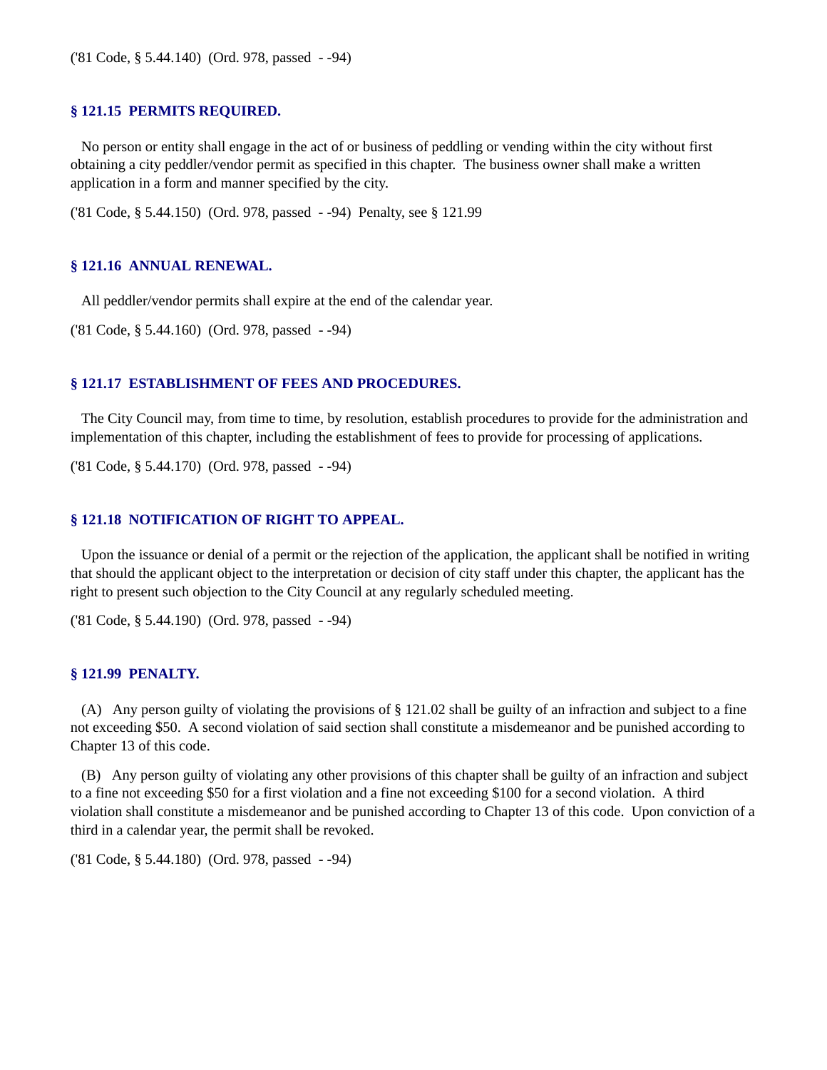('81 Code, § 5.44.140) (Ord. 978, passed - -94)

### § 121.15 PERMITS REQUIRED.

No person or entity shall engage in the act of or business of peddling or vending within the city without first obtaining a city peddler/vendor permit as specified in this chapter. The business owner shall make a written application in a form and manner specified by the city.

('81 Code, § 5.44.150) (Ord. 978, passed - -94) Penalty, see § 121.99

### § 121.16 ANNUAL RENEWAL.

All peddler/vendor permits shall expire at the end of the calendar year.

('81 Code, § 5.44.160) (Ord. 978, passed - -94)

### § 121.17 ESTABLISHMENT OF FEES AND PROCEDURES.

The City Council may, from time to time, by resolution, establish procedures to provide for the administration and implementation of this chapter, including the establishment of fees to provide for processing of applications.

('81 Code, § 5.44.170) (Ord. 978, passed - -94)

### § 121.18 NOTIFICATION OF RIGHT TO APPEAL.

Upon the issuance or denial of a permit or the rejection of the application, the applicant shall be notified in writing that should the applicant object to the interpretation or decision of city staff under this chapter, the applicant has the right to present such objection to the City Council at any regularly scheduled meeting.

('81 Code, § 5.44.190) (Ord. 978, passed - -94)

### § 121.99 PENALTY.

(A) Any person guilty of violating the provisions of § 121.02 shall be guilty of an infraction and subject to a fine not exceeding $50. A second violation of said section shall constitute a misdemeanor and be punished according to Chapter 13 of this code.

(B) Any person guilty of violating any other provisions of this chapter shall be guilty of an infraction and subject to a fine not exceeding $50 for a first violation and a fine not exceeding $100 for a second violation. A third violation shall constitute a misdemeanor and be punished according to Chapter 13 of this code. Upon conviction of a third in a calendar year, the permit shall be revoked.

('81 Code, § 5.44.180) (Ord. 978, passed - -94)